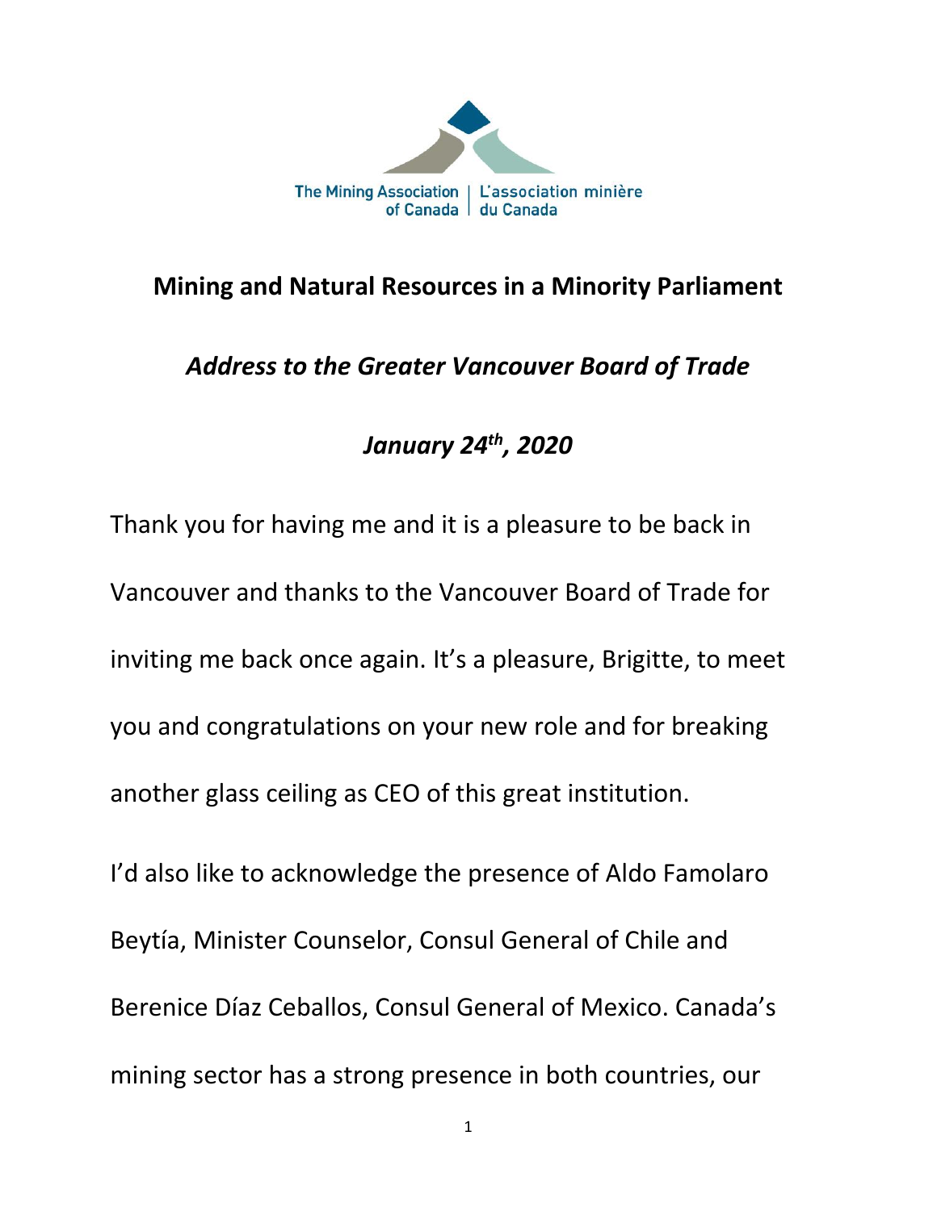The Mining Association of Canada | L'association minière du Canada

# Mining and Natural Resources in a Minority Parliament

## *Address to the Greater Vancouver Board of Trade*

## *January 24th, 2020*

Thank you for having me and it is a pleasure to be back in Vancouver and thanks to the Vancouver Board of Trade for inviting me back once again. It's a pleasure, Brigitte, to meet you and congratulations on your new role and for breaking another glass ceiling as CEO of this great institution.

I'd also like to acknowledge the presence of Aldo Famolaro Beytía, Minister Counselor, Consul General of Chile and Berenice Díaz Ceballos, Consul General of Mexico. Canada's mining sector has a strong presence in both countries, our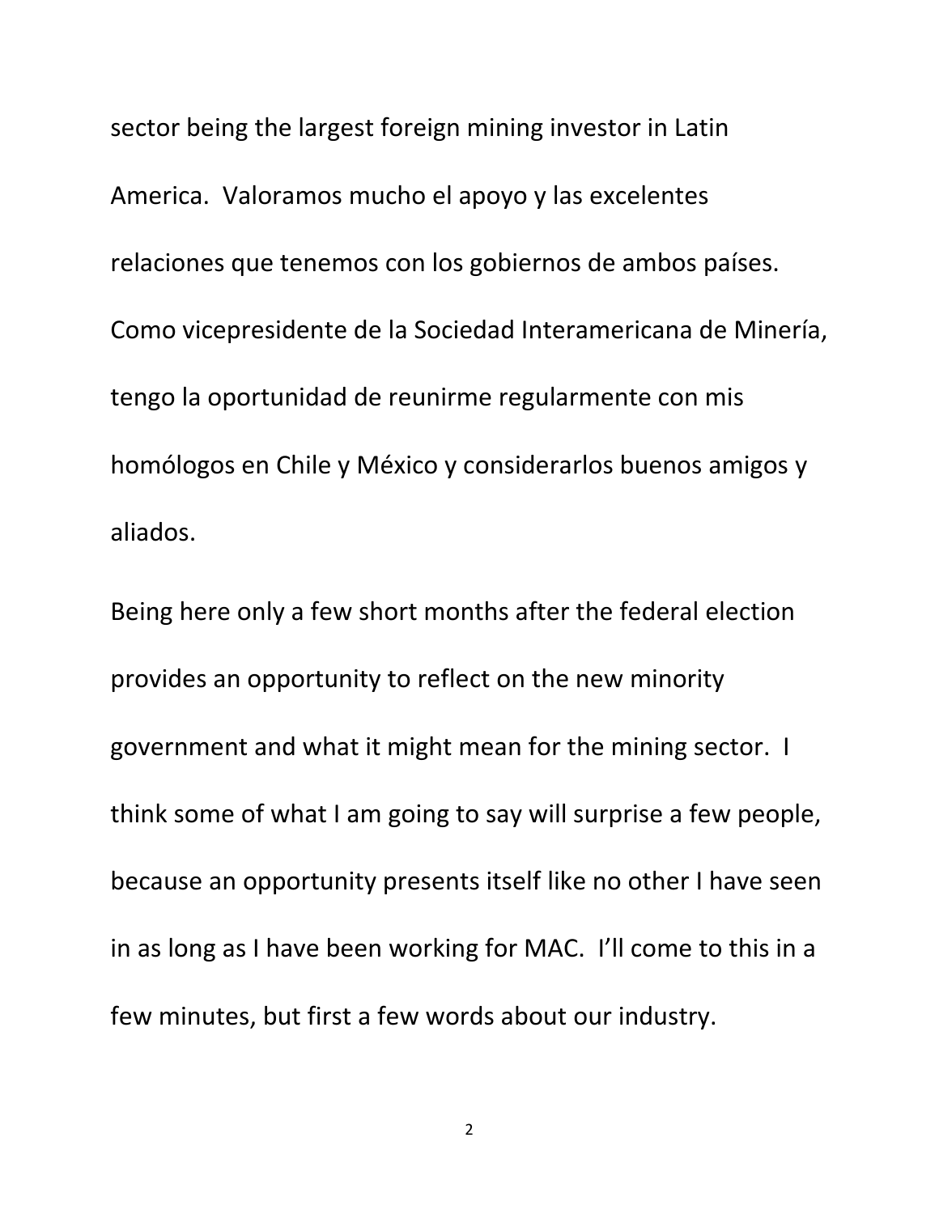sector being the largest foreign mining investor in Latin America. Valoramos mucho el apoyo y las excelentes relaciones que tenemos con los gobiernos de ambos países. Como vicepresidente de la Sociedad Interamericana de Minería, tengo la oportunidad de reunirme regularmente con mis homólogos en Chile y México y considerarlos buenos amigos y aliados.

Being here only a few short months after the federal election provides an opportunity to reflect on the new minority government and what it might mean for the mining sector. I think some of what I am going to say will surprise a few people, because an opportunity presents itself like no other I have seen in as long as I have been working for MAC. I'll come to this in a few minutes, but first a few words about our industry.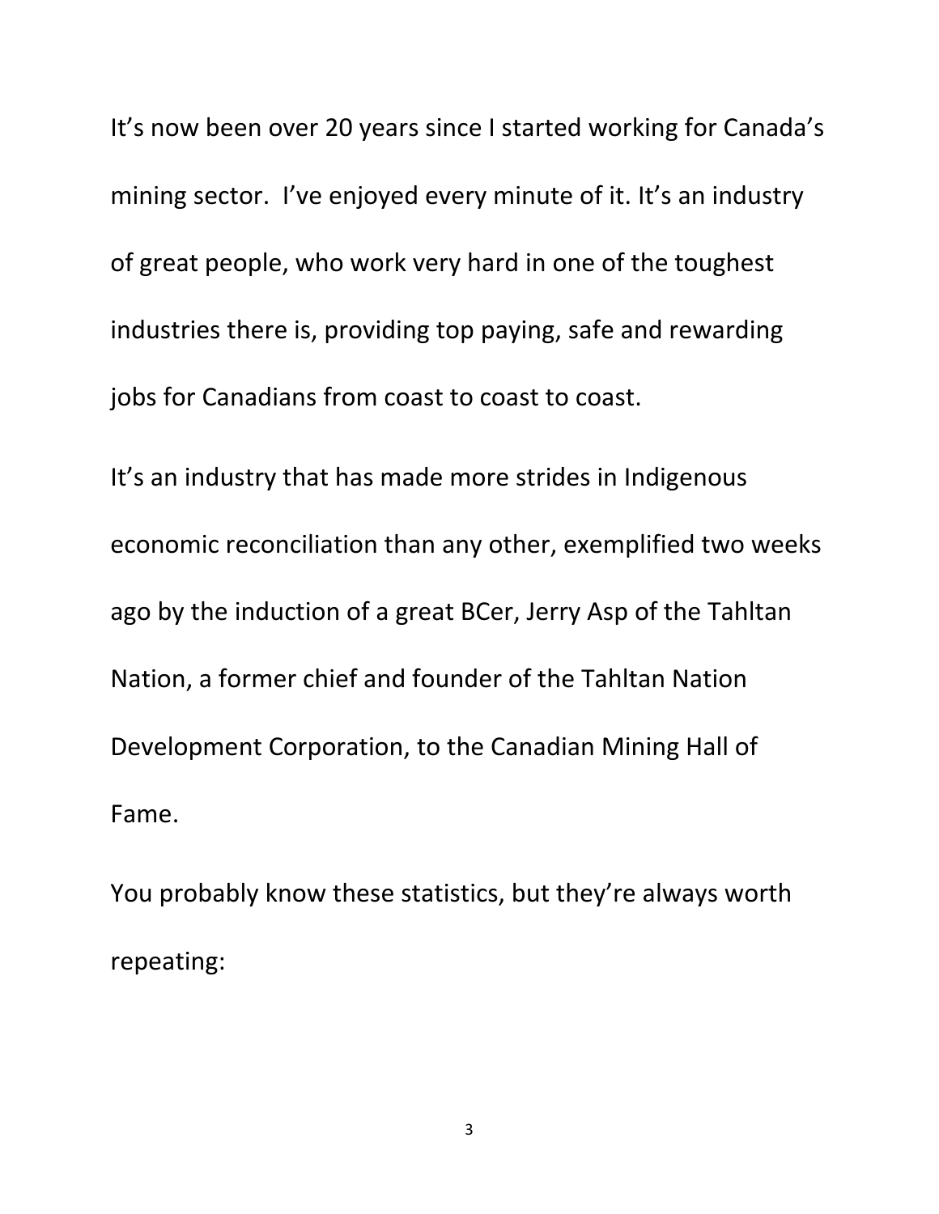It's now been over 20 years since I started working for Canada's mining sector.  I've enjoyed every minute of it. It's an industry of great people, who work very hard in one of the toughest industries there is, providing top paying, safe and rewarding jobs for Canadians from coast to coast to coast.

It's an industry that has made more strides in Indigenous economic reconciliation than any other, exemplified two weeks ago by the induction of a great BCer, Jerry Asp of the Tahltan Nation, a former chief and founder of the Tahltan Nation Development Corporation, to the Canadian Mining Hall of Fame.

You probably know these statistics, but they're always worth repeating: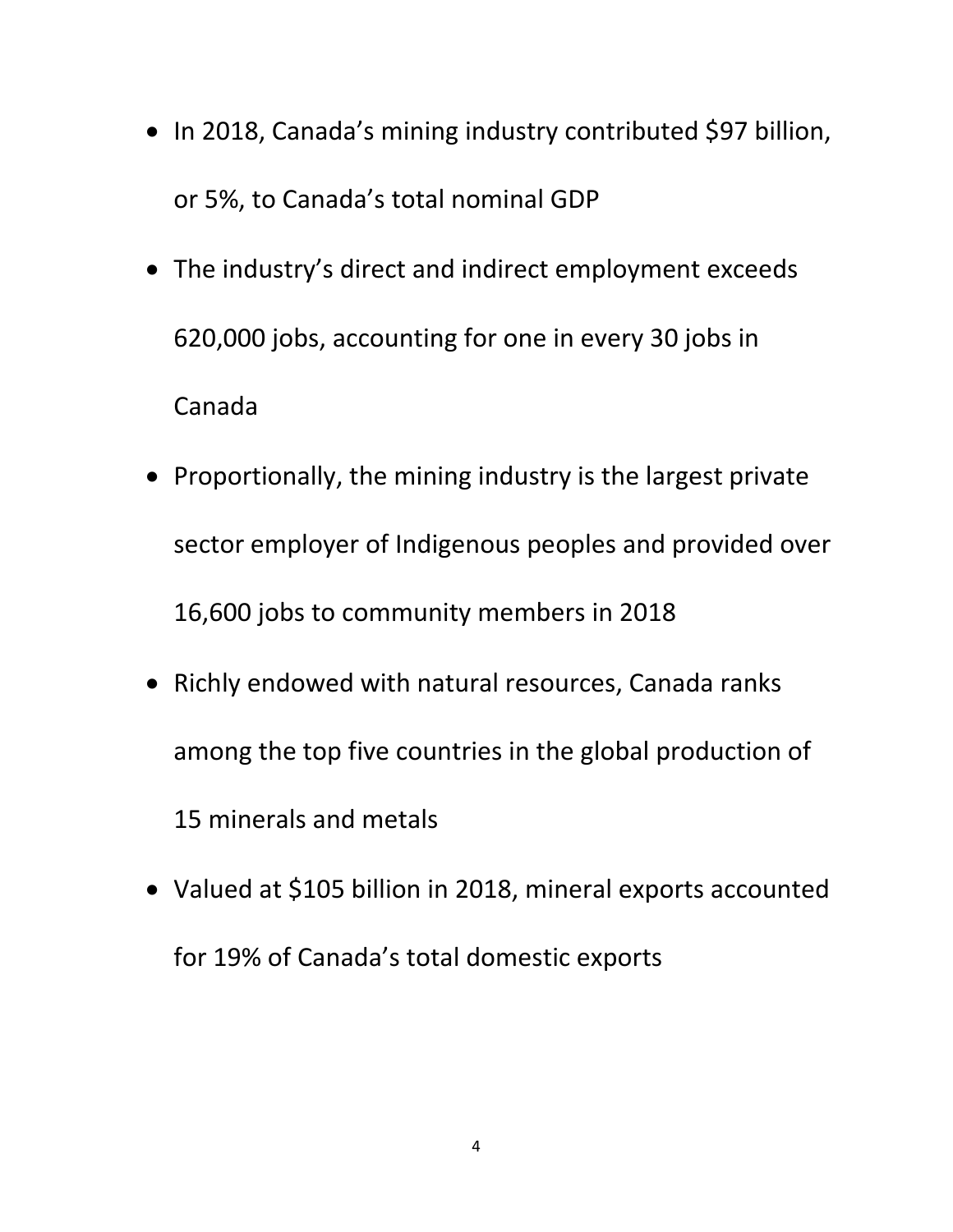- In 2018, Canada's mining industry contributed $97 billion, or 5%, to Canada's total nominal GDP
- The industry's direct and indirect employment exceeds 620,000 jobs, accounting for one in every 30 jobs in Canada
- Proportionally, the mining industry is the largest private sector employer of Indigenous peoples and provided over 16,600 jobs to community members in 2018
- Richly endowed with natural resources, Canada ranks among the top five countries in the global production of 15 minerals and metals
- Valued at $105 billion in 2018, mineral exports accounted for 19% of Canada's total domestic exports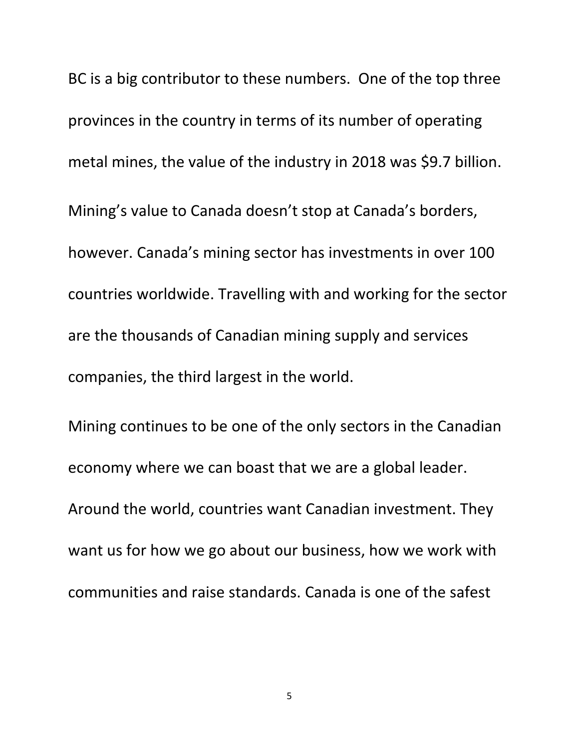BC is a big contributor to these numbers. One of the top three provinces in the country in terms of its number of operating metal mines, the value of the industry in 2018 was $9.7 billion.

Mining's value to Canada doesn't stop at Canada's borders, however. Canada's mining sector has investments in over 100 countries worldwide. Travelling with and working for the sector are the thousands of Canadian mining supply and services companies, the third largest in the world.

Mining continues to be one of the only sectors in the Canadian economy where we can boast that we are a global leader. Around the world, countries want Canadian investment. They want us for how we go about our business, how we work with communities and raise standards. Canada is one of the safest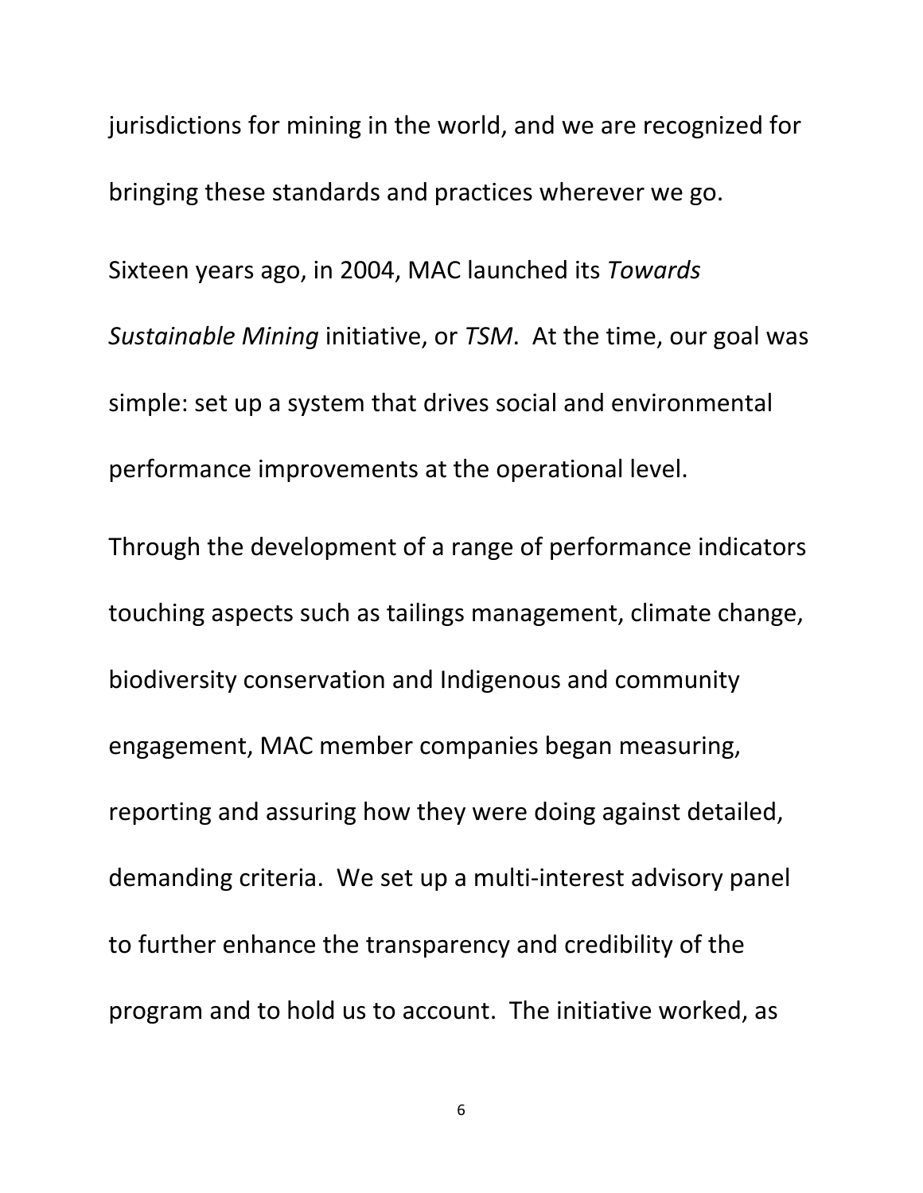jurisdictions for mining in the world, and we are recognized for bringing these standards and practices wherever we go.

Sixteen years ago, in 2004, MAC launched its *Towards Sustainable Mining* initiative, or *TSM*. At the time, our goal was simple: set up a system that drives social and environmental performance improvements at the operational level.

Through the development of a range of performance indicators touching aspects such as tailings management, climate change, biodiversity conservation and Indigenous and community engagement, MAC member companies began measuring, reporting and assuring how they were doing against detailed, demanding criteria. We set up a multi-interest advisory panel to further enhance the transparency and credibility of the program and to hold us to account. The initiative worked, as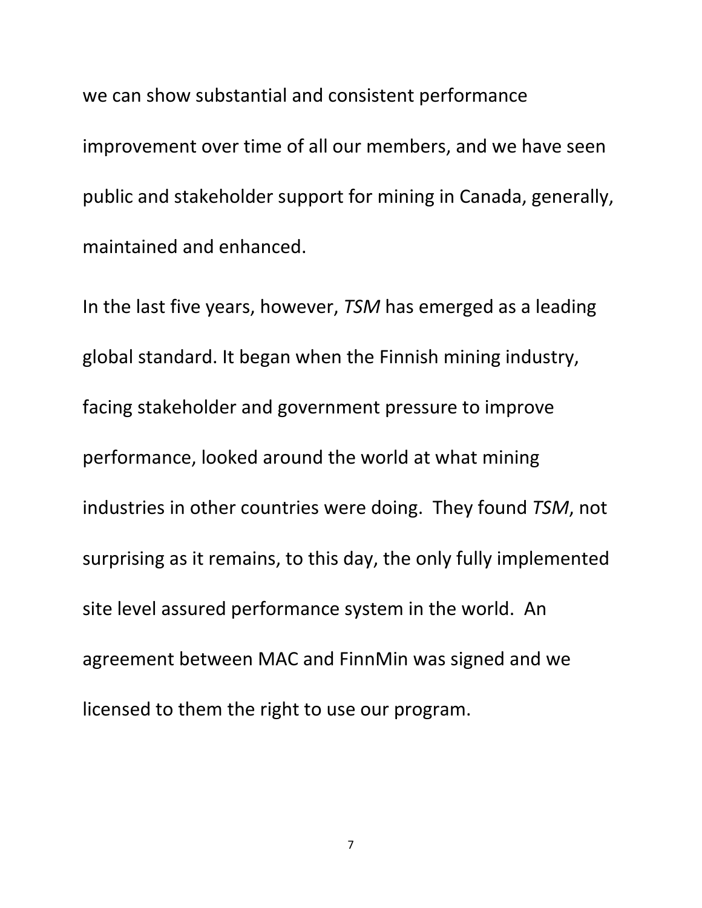we can show substantial and consistent performance improvement over time of all our members, and we have seen public and stakeholder support for mining in Canada, generally, maintained and enhanced.

In the last five years, however, *TSM* has emerged as a leading global standard. It began when the Finnish mining industry, facing stakeholder and government pressure to improve performance, looked around the world at what mining industries in other countries were doing. They found *TSM*, not surprising as it remains, to this day, the only fully implemented site level assured performance system in the world. An agreement between MAC and FinnMin was signed and we licensed to them the right to use our program.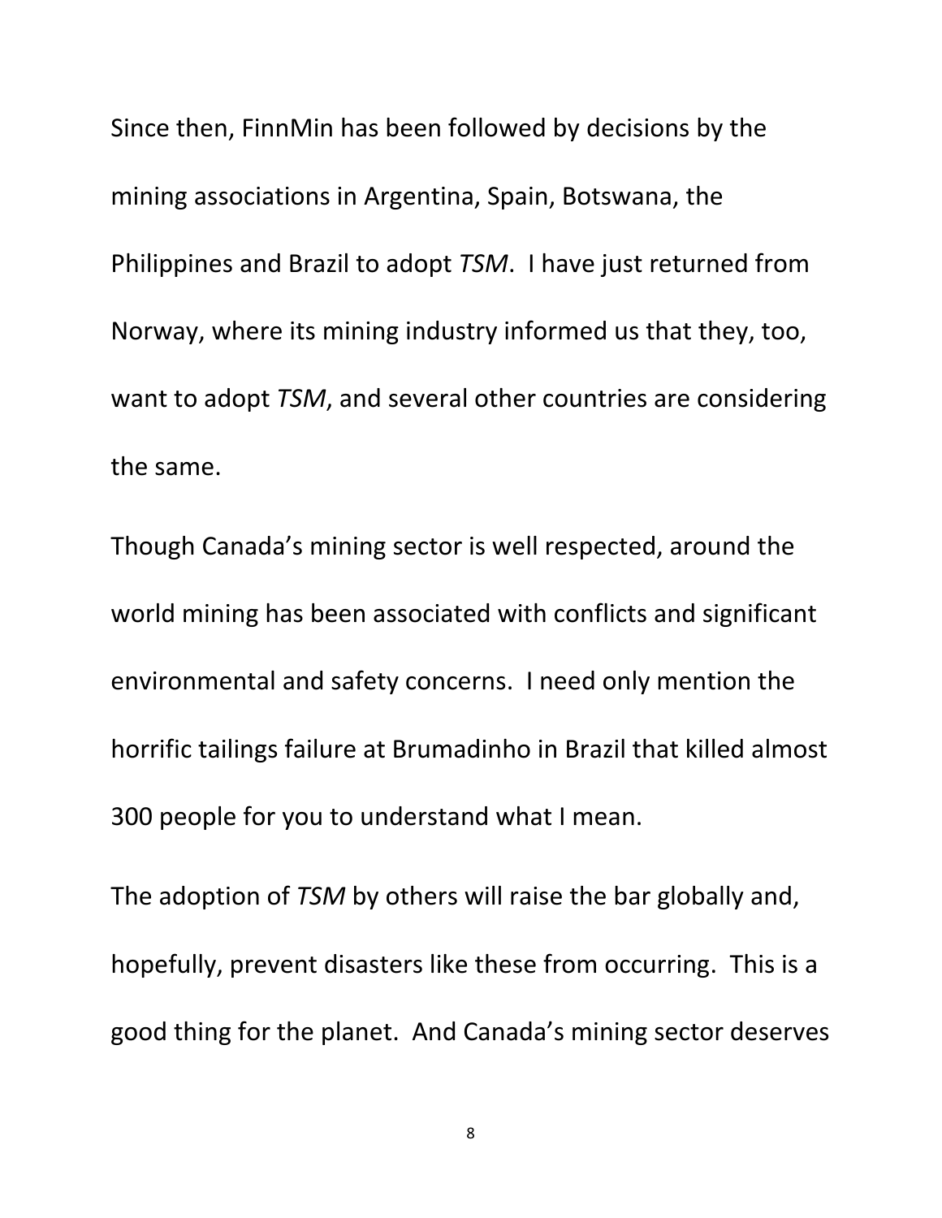Since then, FinnMin has been followed by decisions by the mining associations in Argentina, Spain, Botswana, the Philippines and Brazil to adopt *TSM*. I have just returned from Norway, where its mining industry informed us that they, too, want to adopt *TSM*, and several other countries are considering the same.

Though Canada's mining sector is well respected, around the world mining has been associated with conflicts and significant environmental and safety concerns. I need only mention the horrific tailings failure at Brumadinho in Brazil that killed almost 300 people for you to understand what I mean.

The adoption of *TSM* by others will raise the bar globally and, hopefully, prevent disasters like these from occurring. This is a good thing for the planet. And Canada's mining sector deserves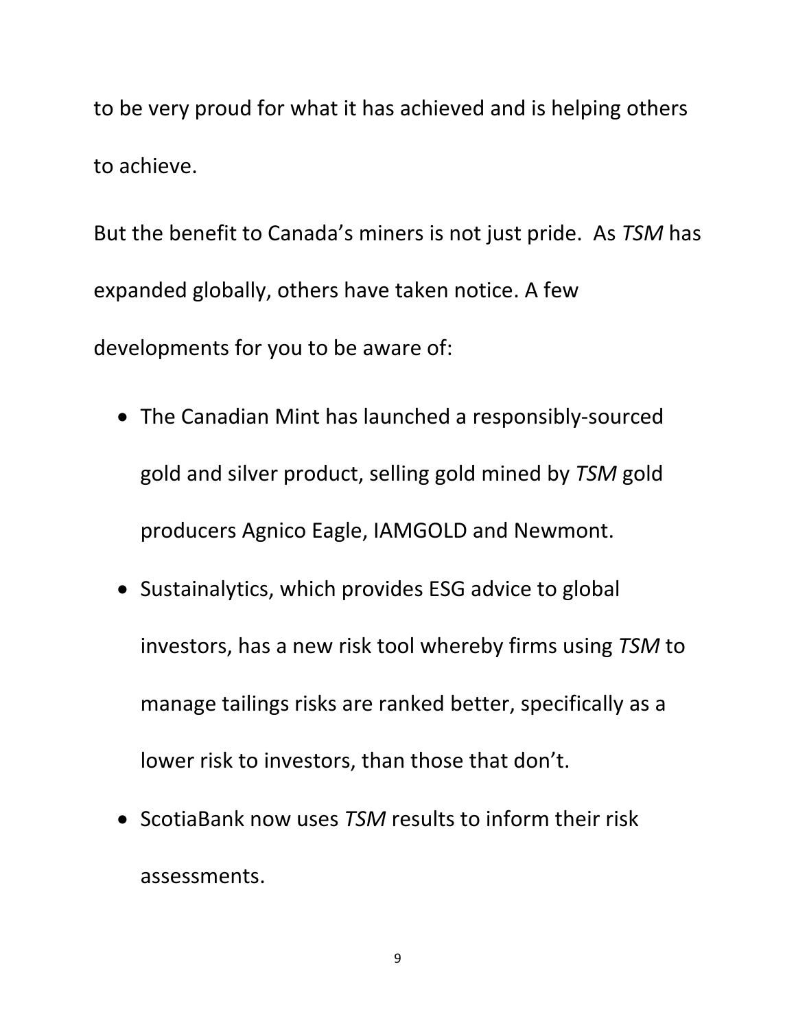to be very proud for what it has achieved and is helping others to achieve.

But the benefit to Canada's miners is not just pride. As *TSM* has expanded globally, others have taken notice. A few developments for you to be aware of:

- The Canadian Mint has launched a responsibly-sourced gold and silver product, selling gold mined by *TSM* gold producers Agnico Eagle, IAMGOLD and Newmont.
- Sustainalytics, which provides ESG advice to global investors, has a new risk tool whereby firms using *TSM* to manage tailings risks are ranked better, specifically as a lower risk to investors, than those that don't.
- ScotiaBank now uses *TSM* results to inform their risk assessments.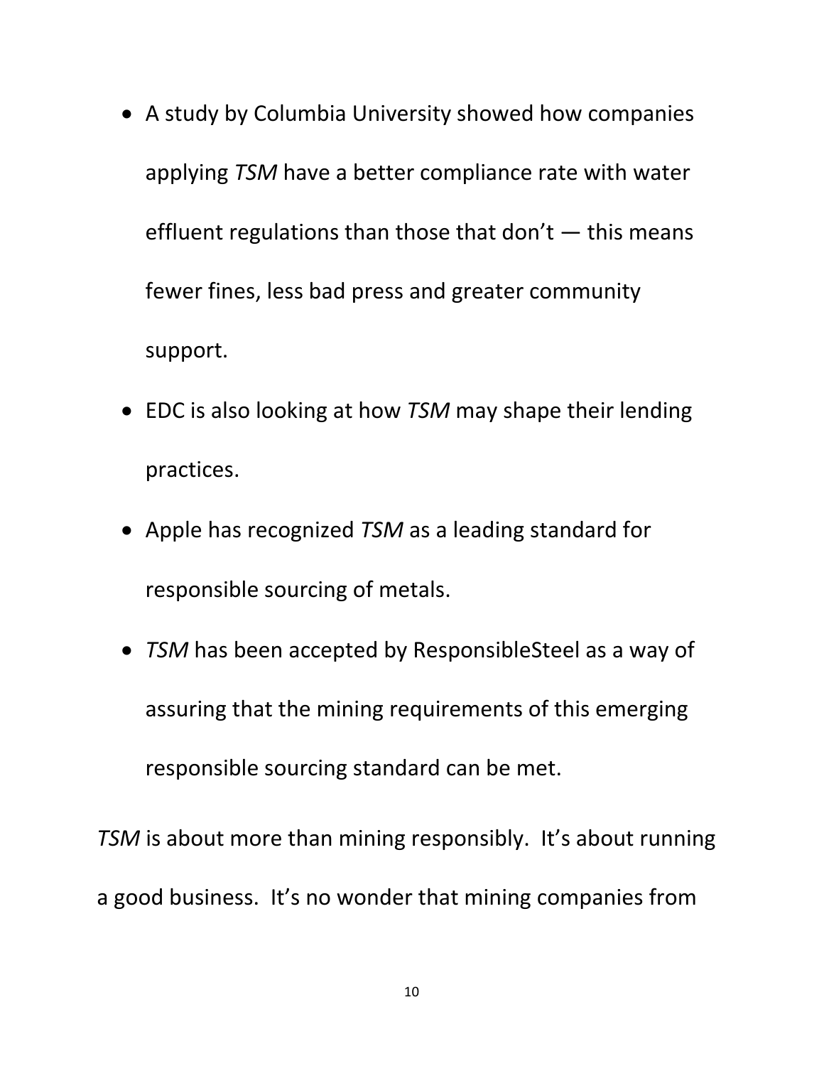- A study by Columbia University showed how companies applying *TSM* have a better compliance rate with water effluent regulations than those that don't — this means fewer fines, less bad press and greater community support.
- EDC is also looking at how *TSM* may shape their lending practices.
- Apple has recognized *TSM* as a leading standard for responsible sourcing of metals.
- *TSM* has been accepted by ResponsibleSteel as a way of assuring that the mining requirements of this emerging responsible sourcing standard can be met.

*TSM* is about more than mining responsibly. It's about running a good business. It's no wonder that mining companies from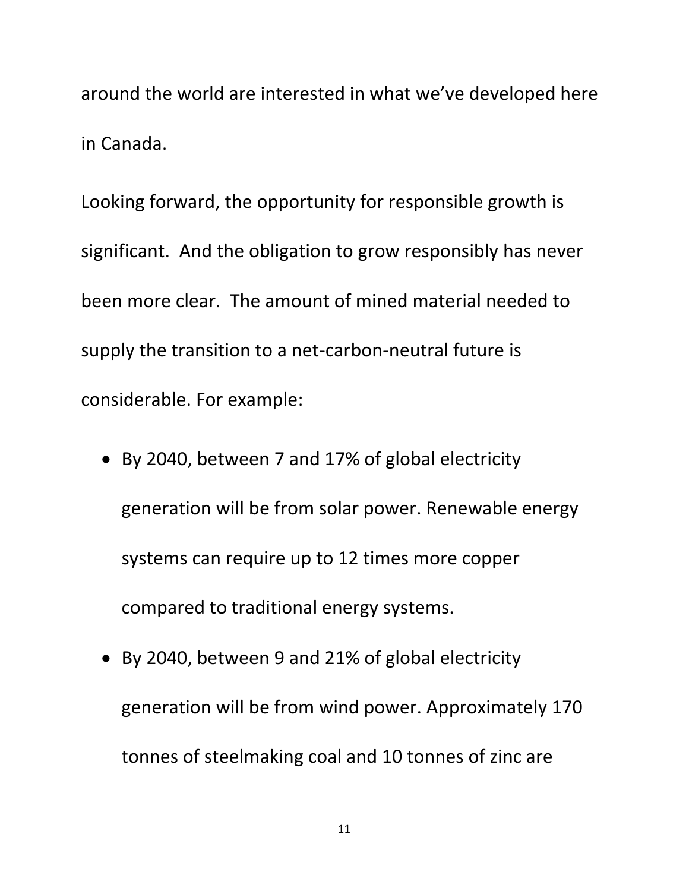around the world are interested in what we've developed here in Canada.

Looking forward, the opportunity for responsible growth is significant. And the obligation to grow responsibly has never been more clear. The amount of mined material needed to supply the transition to a net-carbon-neutral future is considerable. For example:

- By 2040, between 7 and 17% of global electricity generation will be from solar power. Renewable energy systems can require up to 12 times more copper compared to traditional energy systems.
- By 2040, between 9 and 21% of global electricity generation will be from wind power. Approximately 170 tonnes of steelmaking coal and 10 tonnes of zinc are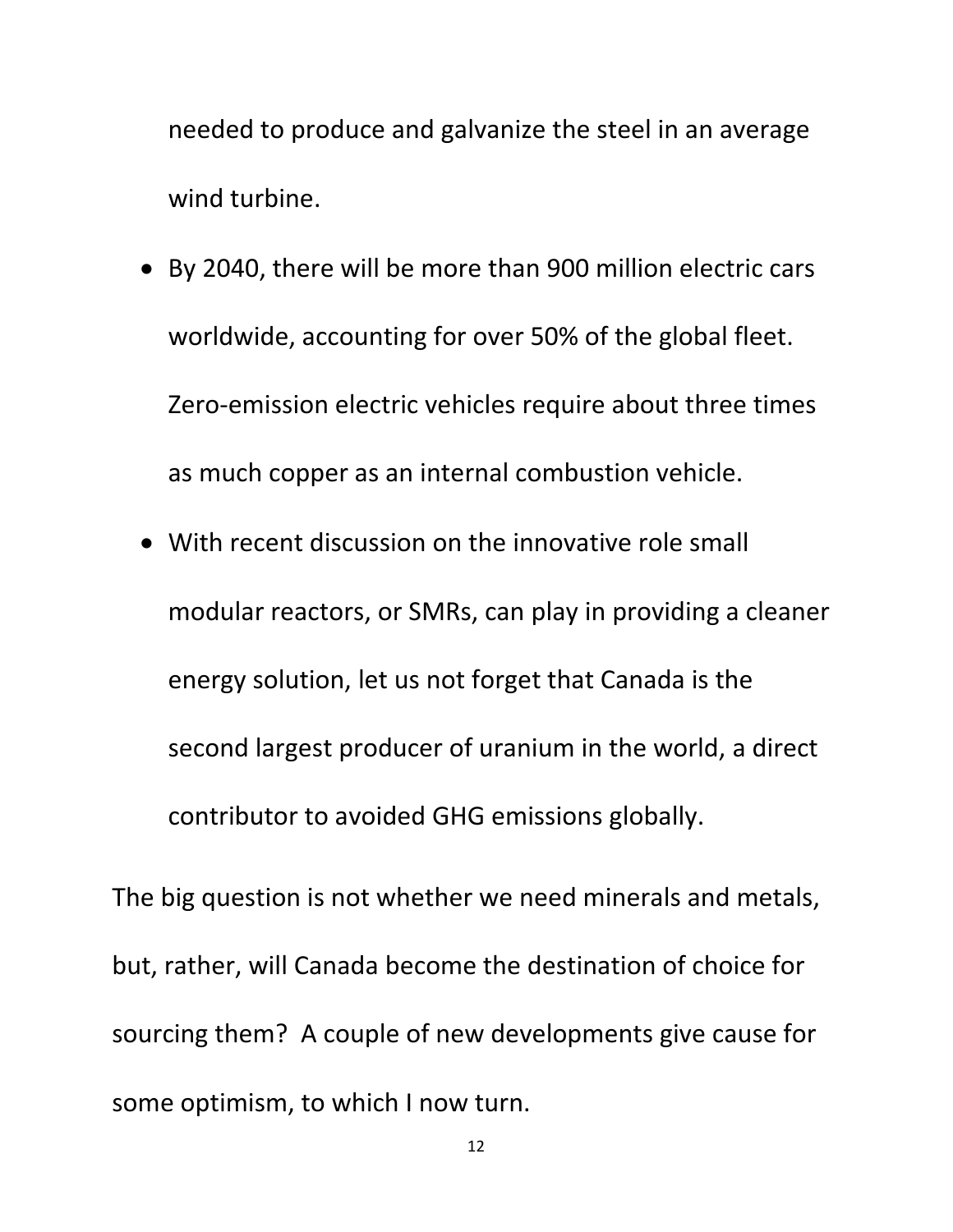needed to produce and galvanize the steel in an average wind turbine.

- By 2040, there will be more than 900 million electric cars worldwide, accounting for over 50% of the global fleet. Zero-emission electric vehicles require about three times as much copper as an internal combustion vehicle.
- With recent discussion on the innovative role small modular reactors, or SMRs, can play in providing a cleaner energy solution, let us not forget that Canada is the second largest producer of uranium in the world, a direct contributor to avoided GHG emissions globally.

The big question is not whether we need minerals and metals, but, rather, will Canada become the destination of choice for sourcing them? A couple of new developments give cause for some optimism, to which I now turn.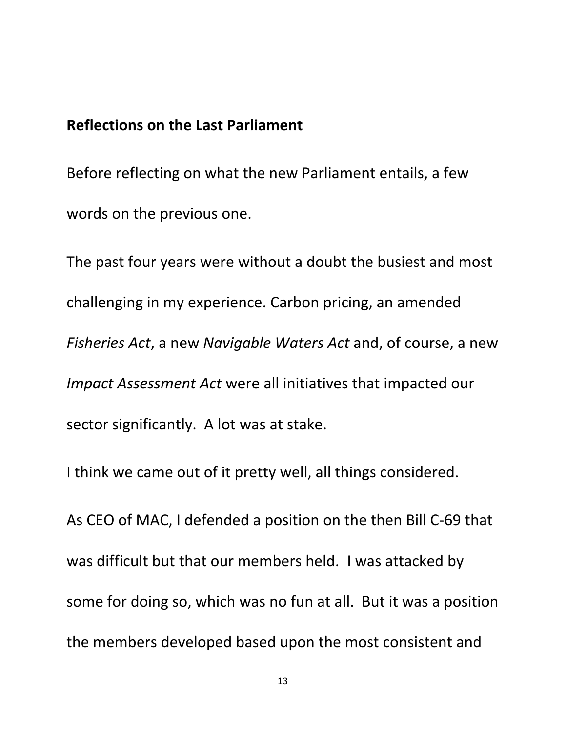**Reflections on the Last Parliament**

Before reflecting on what the new Parliament entails, a few words on the previous one.

The past four years were without a doubt the busiest and most challenging in my experience. Carbon pricing, an amended *Fisheries Act*, a new *Navigable Waters Act* and, of course, a new *Impact Assessment Act* were all initiatives that impacted our sector significantly. A lot was at stake.

I think we came out of it pretty well, all things considered.

As CEO of MAC, I defended a position on the then Bill C-69 that was difficult but that our members held. I was attacked by some for doing so, which was no fun at all. But it was a position the members developed based upon the most consistent and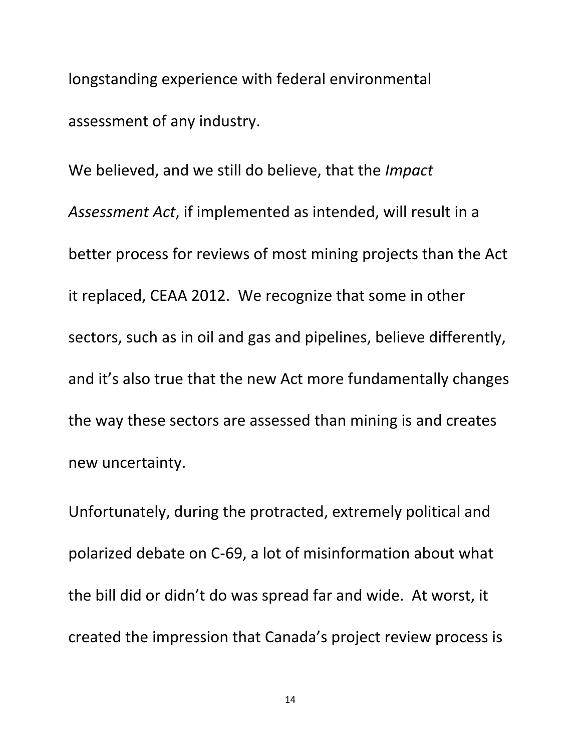longstanding experience with federal environmental assessment of any industry.

We believed, and we still do believe, that the *Impact Assessment Act*, if implemented as intended, will result in a better process for reviews of most mining projects than the Act it replaced, CEAA 2012. We recognize that some in other sectors, such as in oil and gas and pipelines, believe differently, and it's also true that the new Act more fundamentally changes the way these sectors are assessed than mining is and creates new uncertainty.

Unfortunately, during the protracted, extremely political and polarized debate on C-69, a lot of misinformation about what the bill did or didn't do was spread far and wide. At worst, it created the impression that Canada's project review process is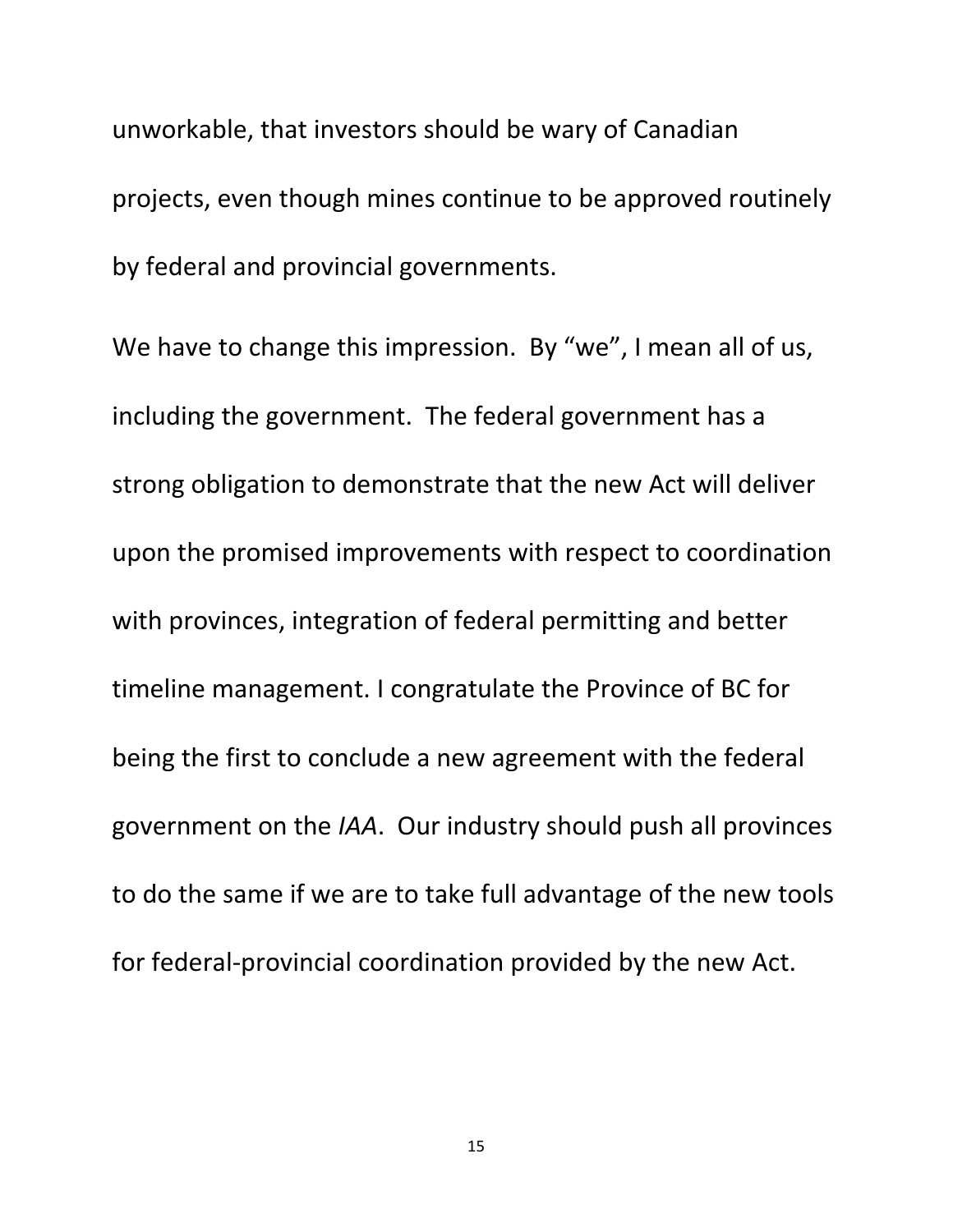unworkable, that investors should be wary of Canadian projects, even though mines continue to be approved routinely by federal and provincial governments.

We have to change this impression. By “we”, I mean all of us, including the government. The federal government has a strong obligation to demonstrate that the new Act will deliver upon the promised improvements with respect to coordination with provinces, integration of federal permitting and better timeline management. I congratulate the Province of BC for being the first to conclude a new agreement with the federal government on the *IAA*. Our industry should push all provinces to do the same if we are to take full advantage of the new tools for federal-provincial coordination provided by the new Act.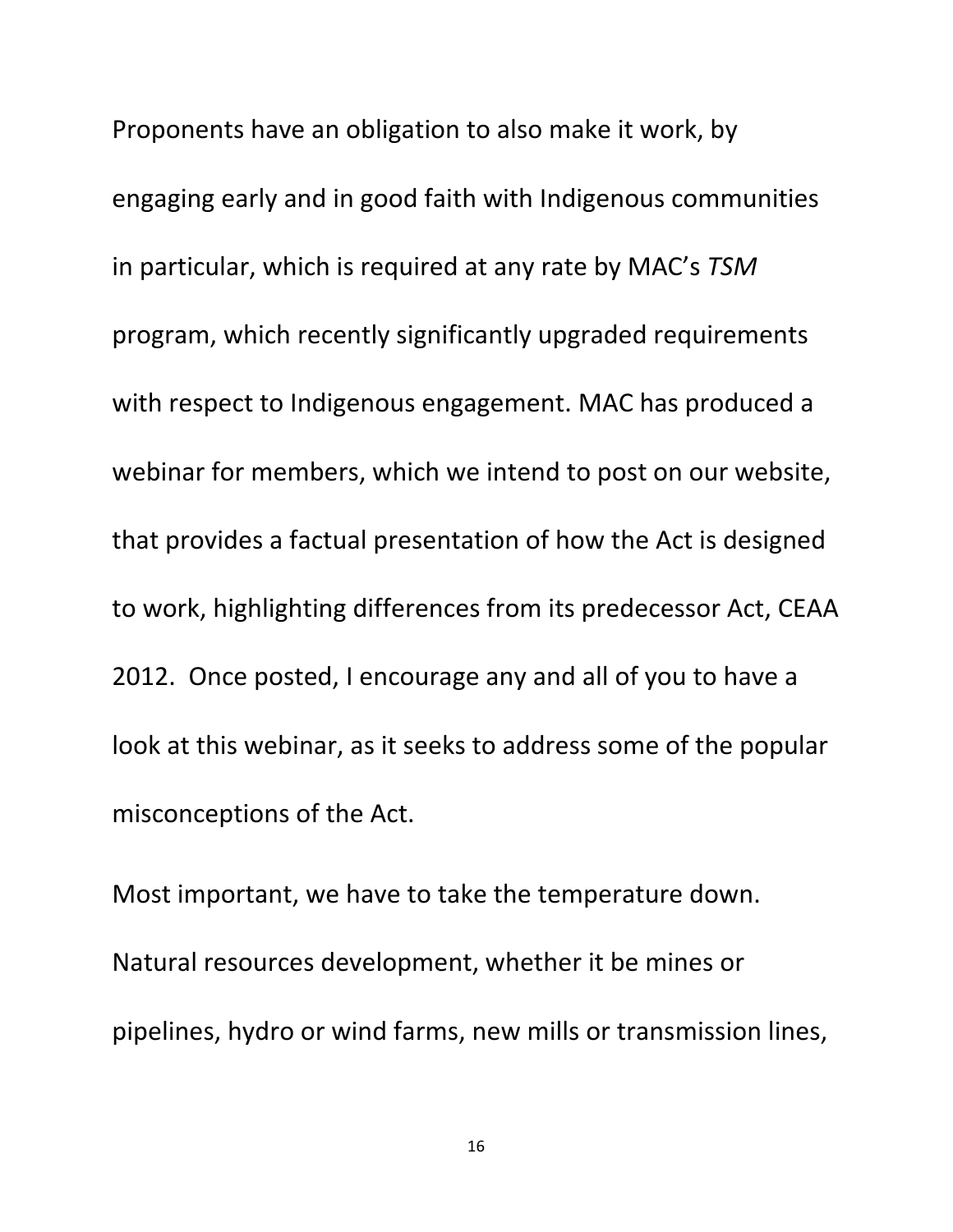Proponents have an obligation to also make it work, by engaging early and in good faith with Indigenous communities in particular, which is required at any rate by MAC's *TSM* program, which recently significantly upgraded requirements with respect to Indigenous engagement. MAC has produced a webinar for members, which we intend to post on our website, that provides a factual presentation of how the Act is designed to work, highlighting differences from its predecessor Act, CEAA 2012. Once posted, I encourage any and all of you to have a look at this webinar, as it seeks to address some of the popular misconceptions of the Act.

Most important, we have to take the temperature down. Natural resources development, whether it be mines or pipelines, hydro or wind farms, new mills or transmission lines,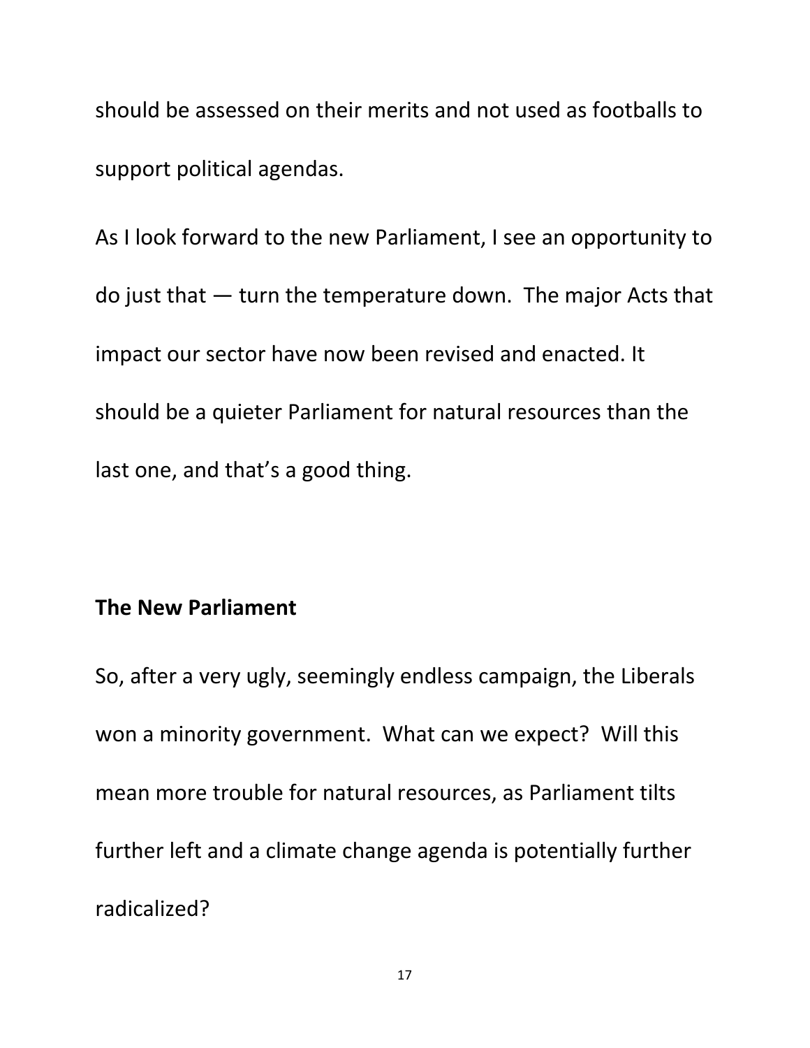should be assessed on their merits and not used as footballs to support political agendas.

As I look forward to the new Parliament, I see an opportunity to do just that — turn the temperature down.  The major Acts that impact our sector have now been revised and enacted. It should be a quieter Parliament for natural resources than the last one, and that's a good thing.

**The New Parliament**

So, after a very ugly, seemingly endless campaign, the Liberals won a minority government.  What can we expect?  Will this mean more trouble for natural resources, as Parliament tilts further left and a climate change agenda is potentially further radicalized?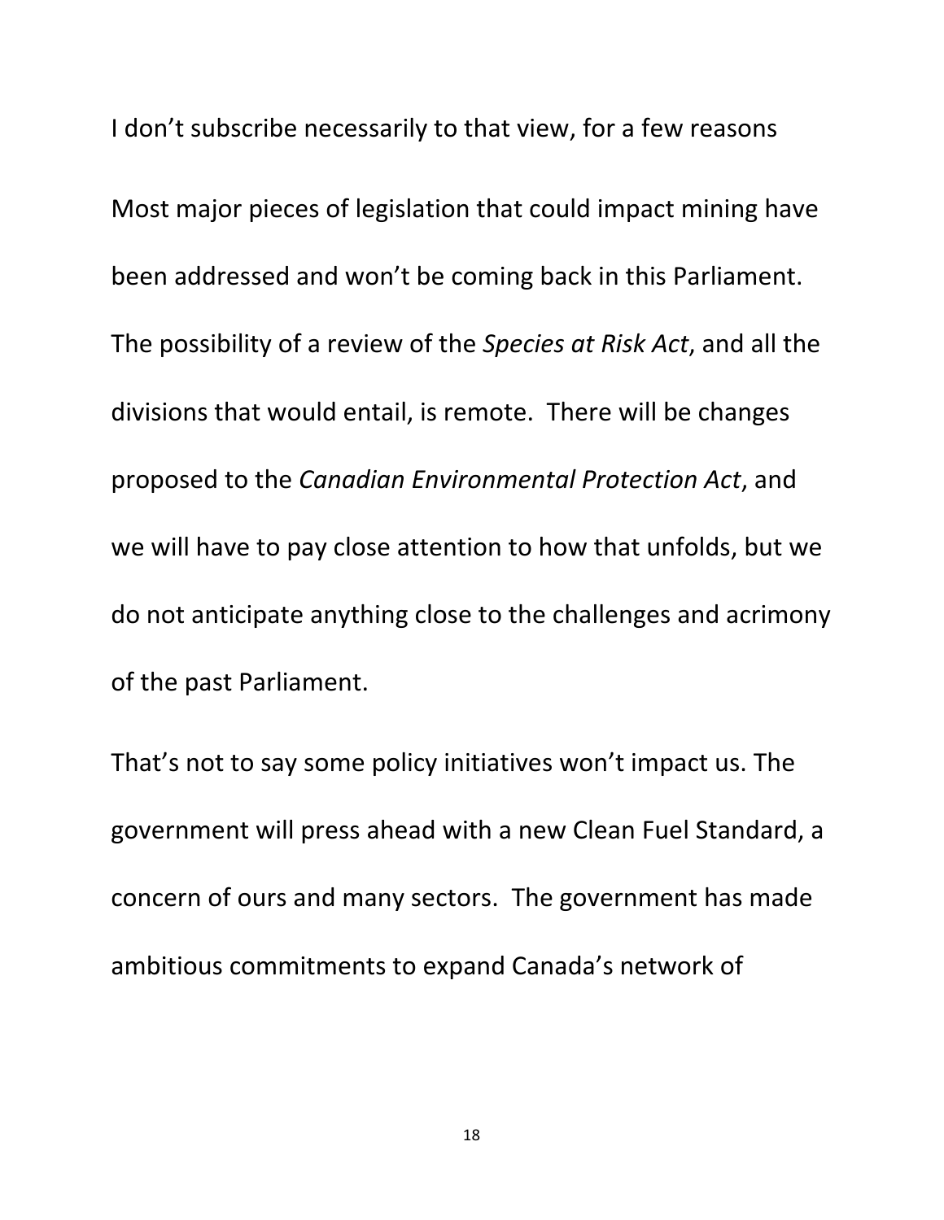I don't subscribe necessarily to that view, for a few reasons

Most major pieces of legislation that could impact mining have been addressed and won't be coming back in this Parliament. The possibility of a review of the *Species at Risk Act*, and all the divisions that would entail, is remote. There will be changes proposed to the *Canadian Environmental Protection Act*, and we will have to pay close attention to how that unfolds, but we do not anticipate anything close to the challenges and acrimony of the past Parliament.

That's not to say some policy initiatives won't impact us. The government will press ahead with a new Clean Fuel Standard, a concern of ours and many sectors. The government has made ambitious commitments to expand Canada's network of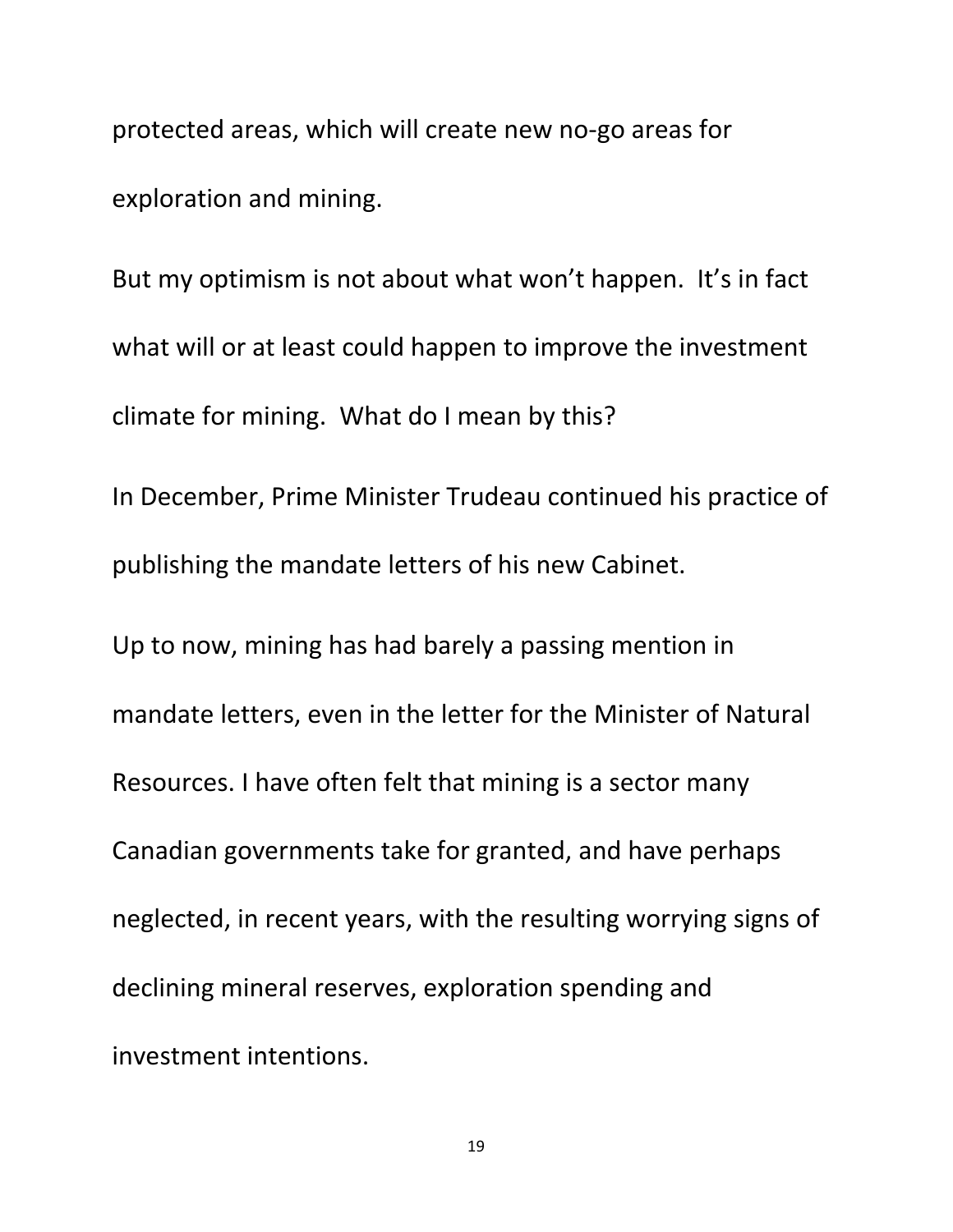protected areas, which will create new no-go areas for exploration and mining.

But my optimism is not about what won't happen. It's in fact what will or at least could happen to improve the investment climate for mining. What do I mean by this?

In December, Prime Minister Trudeau continued his practice of publishing the mandate letters of his new Cabinet.

Up to now, mining has had barely a passing mention in mandate letters, even in the letter for the Minister of Natural Resources. I have often felt that mining is a sector many Canadian governments take for granted, and have perhaps neglected, in recent years, with the resulting worrying signs of declining mineral reserves, exploration spending and investment intentions.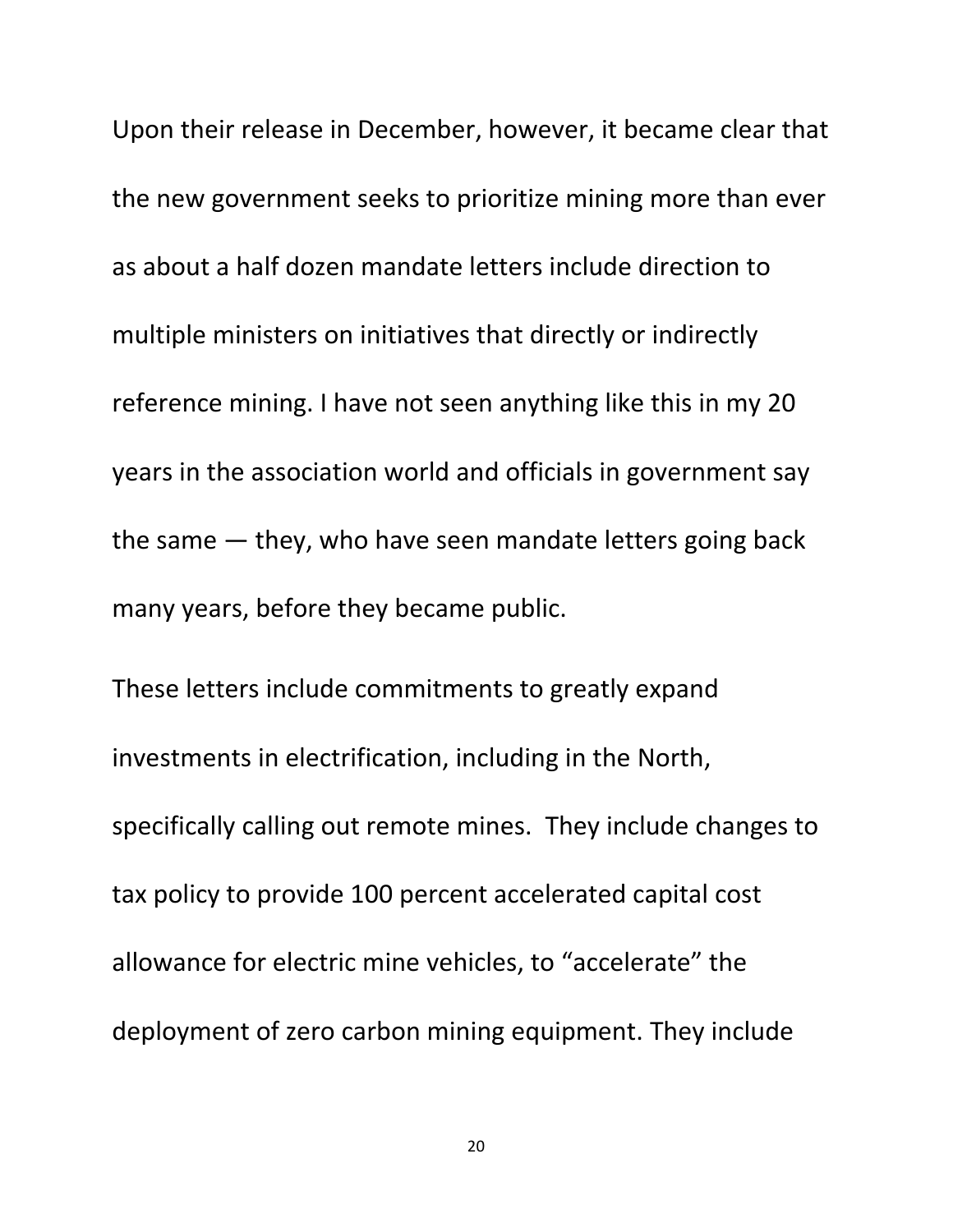Upon their release in December, however, it became clear that the new government seeks to prioritize mining more than ever as about a half dozen mandate letters include direction to multiple ministers on initiatives that directly or indirectly reference mining. I have not seen anything like this in my 20 years in the association world and officials in government say the same — they, who have seen mandate letters going back many years, before they became public.

These letters include commitments to greatly expand investments in electrification, including in the North, specifically calling out remote mines. They include changes to tax policy to provide 100 percent accelerated capital cost allowance for electric mine vehicles, to "accelerate" the deployment of zero carbon mining equipment. They include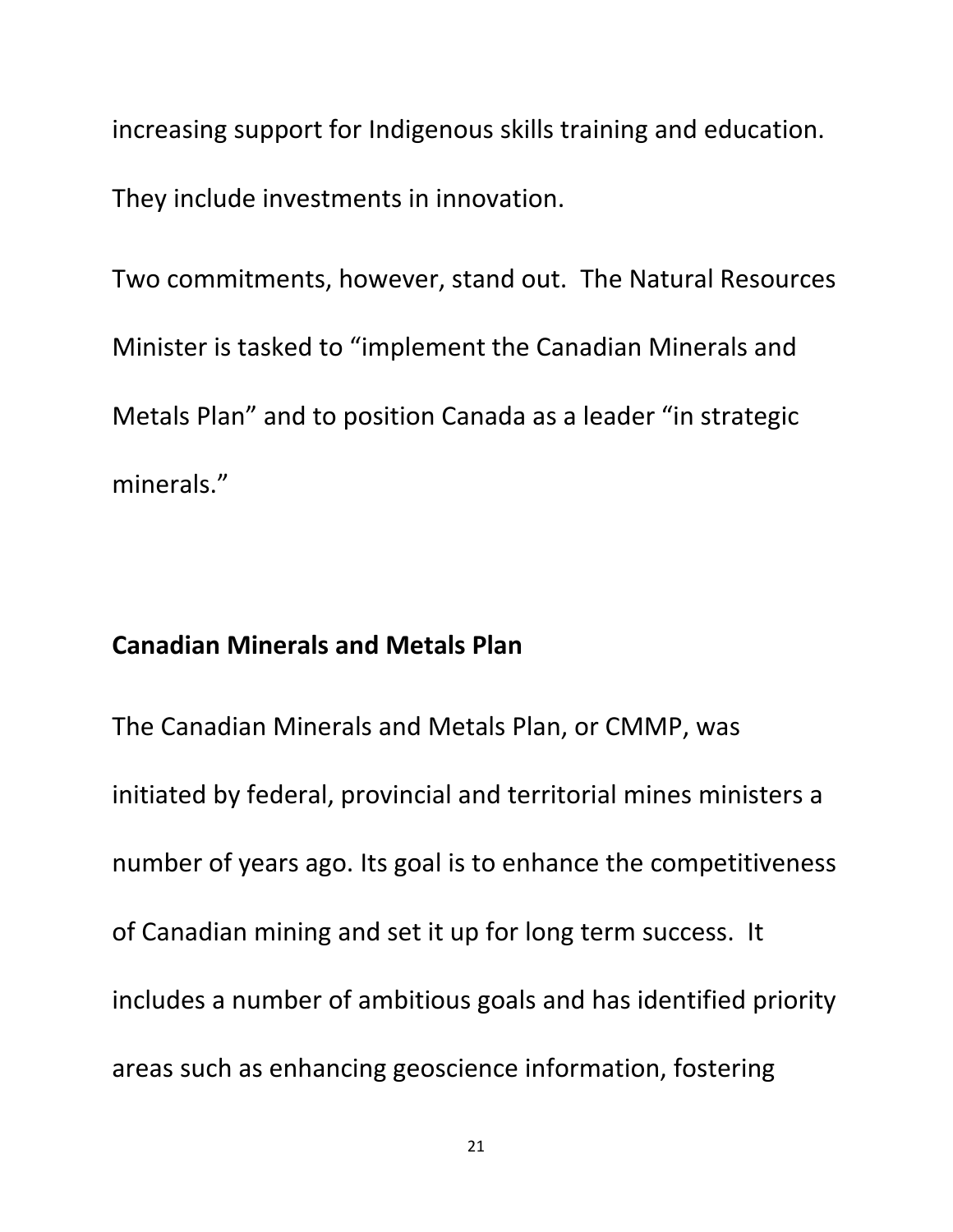increasing support for Indigenous skills training and education.

They include investments in innovation.

Two commitments, however, stand out. The Natural Resources Minister is tasked to "implement the Canadian Minerals and Metals Plan" and to position Canada as a leader "in strategic minerals."

**Canadian Minerals and Metals Plan**

The Canadian Minerals and Metals Plan, or CMMP, was initiated by federal, provincial and territorial mines ministers a number of years ago. Its goal is to enhance the competitiveness of Canadian mining and set it up for long term success. It includes a number of ambitious goals and has identified priority areas such as enhancing geoscience information, fostering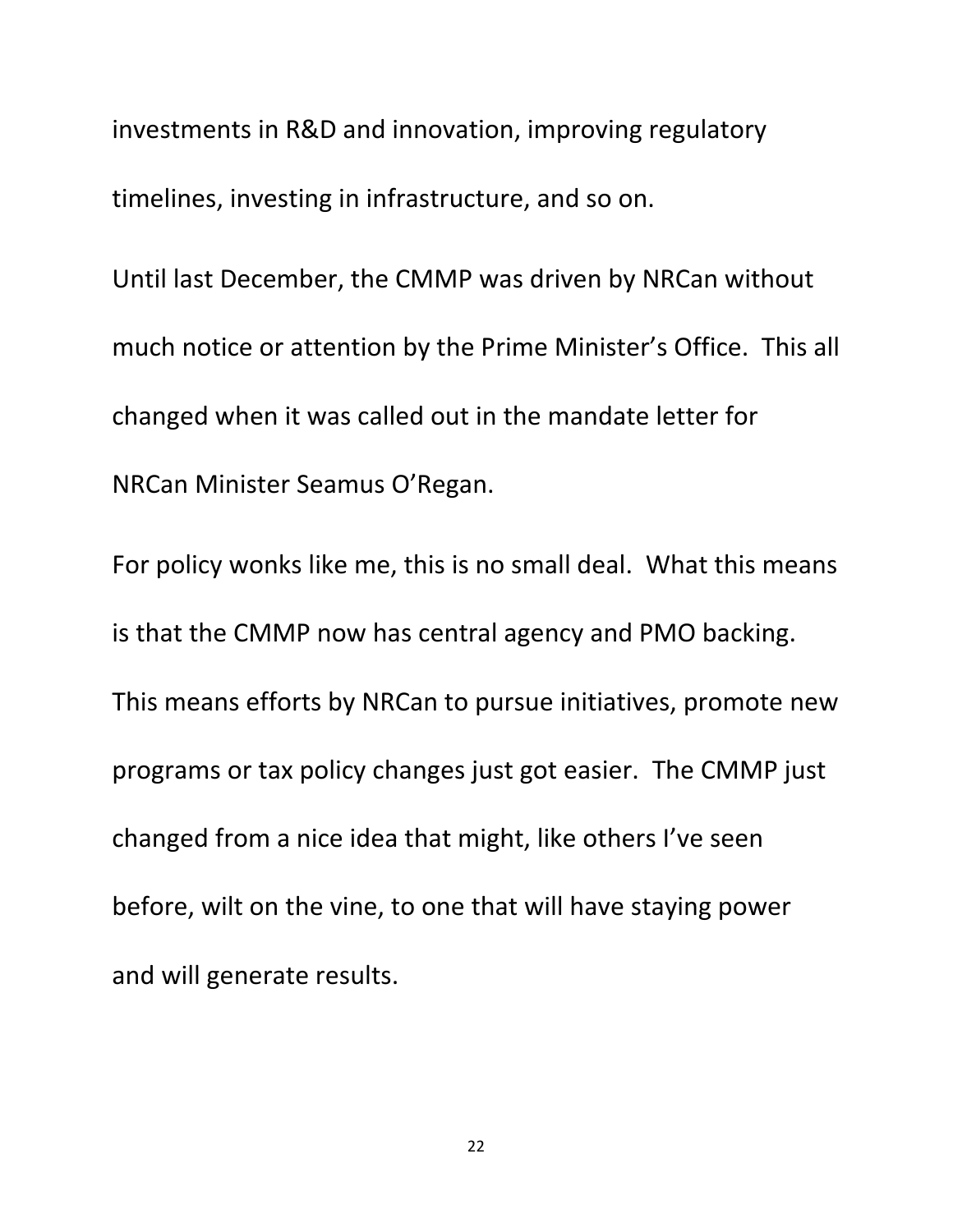investments in R&D and innovation, improving regulatory timelines, investing in infrastructure, and so on.

Until last December, the CMMP was driven by NRCan without much notice or attention by the Prime Minister's Office. This all changed when it was called out in the mandate letter for NRCan Minister Seamus O'Regan.

For policy wonks like me, this is no small deal. What this means is that the CMMP now has central agency and PMO backing. This means efforts by NRCan to pursue initiatives, promote new programs or tax policy changes just got easier. The CMMP just changed from a nice idea that might, like others I've seen before, wilt on the vine, to one that will have staying power and will generate results.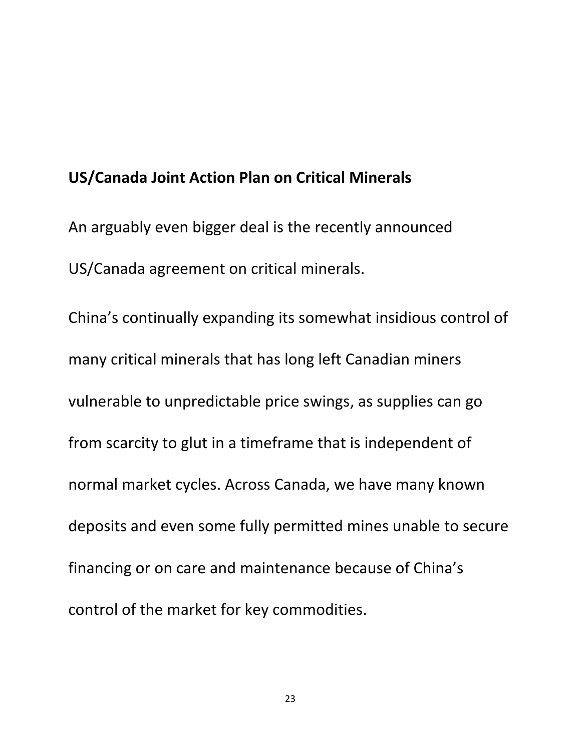## US/Canada Joint Action Plan on Critical Minerals

An arguably even bigger deal is the recently announced US/Canada agreement on critical minerals.

China's continually expanding its somewhat insidious control of many critical minerals that has long left Canadian miners vulnerable to unpredictable price swings, as supplies can go from scarcity to glut in a timeframe that is independent of normal market cycles. Across Canada, we have many known deposits and even some fully permitted mines unable to secure financing or on care and maintenance because of China's control of the market for key commodities.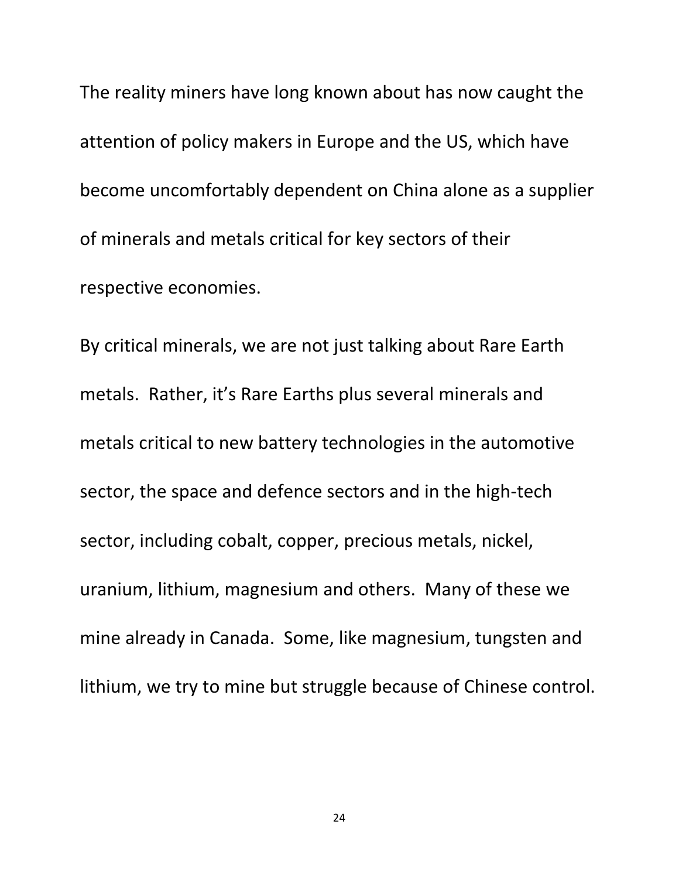The reality miners have long known about has now caught the attention of policy makers in Europe and the US, which have become uncomfortably dependent on China alone as a supplier of minerals and metals critical for key sectors of their respective economies.

By critical minerals, we are not just talking about Rare Earth metals. Rather, it's Rare Earths plus several minerals and metals critical to new battery technologies in the automotive sector, the space and defence sectors and in the high-tech sector, including cobalt, copper, precious metals, nickel, uranium, lithium, magnesium and others. Many of these we mine already in Canada. Some, like magnesium, tungsten and lithium, we try to mine but struggle because of Chinese control.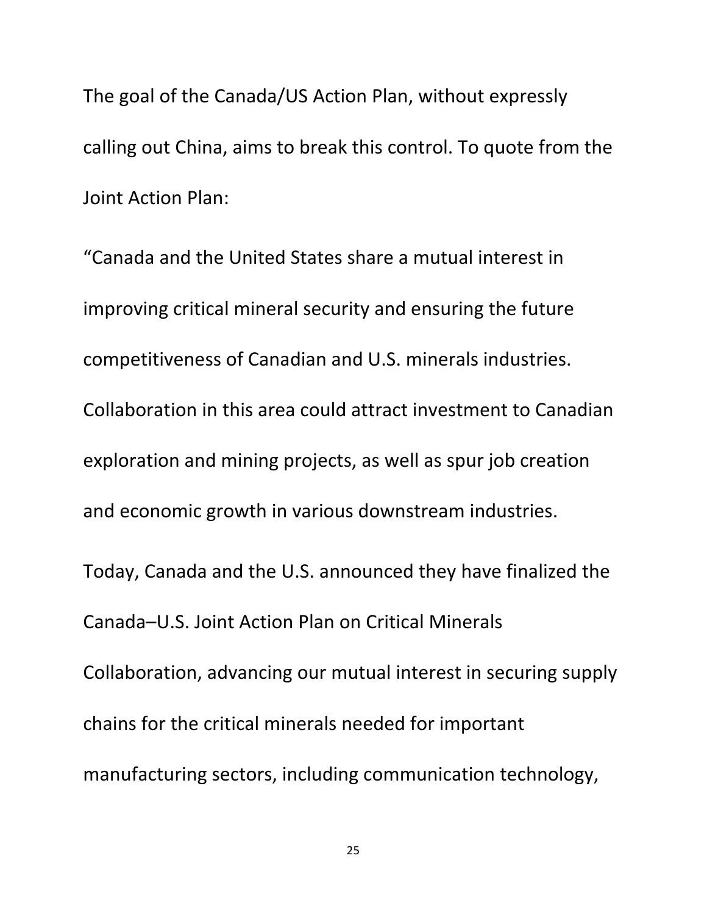The goal of the Canada/US Action Plan, without expressly calling out China, aims to break this control. To quote from the Joint Action Plan:

"Canada and the United States share a mutual interest in improving critical mineral security and ensuring the future competitiveness of Canadian and U.S. minerals industries. Collaboration in this area could attract investment to Canadian exploration and mining projects, as well as spur job creation and economic growth in various downstream industries.

Today, Canada and the U.S. announced they have finalized the Canada–U.S. Joint Action Plan on Critical Minerals Collaboration, advancing our mutual interest in securing supply chains for the critical minerals needed for important manufacturing sectors, including communication technology,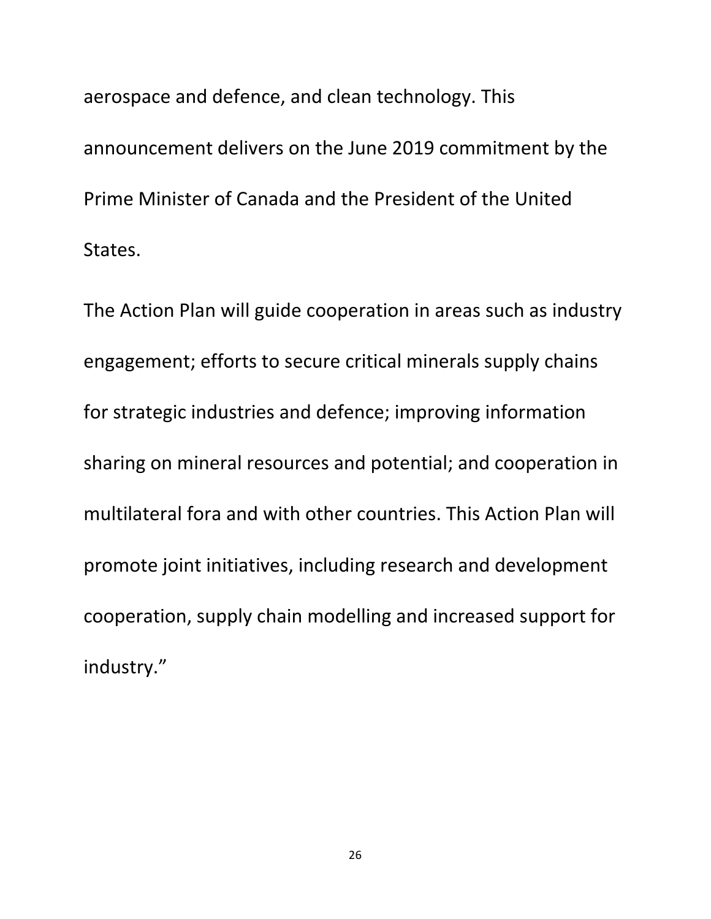aerospace and defence, and clean technology. This announcement delivers on the June 2019 commitment by the Prime Minister of Canada and the President of the United States.

The Action Plan will guide cooperation in areas such as industry engagement; efforts to secure critical minerals supply chains for strategic industries and defence; improving information sharing on mineral resources and potential; and cooperation in multilateral fora and with other countries. This Action Plan will promote joint initiatives, including research and development cooperation, supply chain modelling and increased support for industry."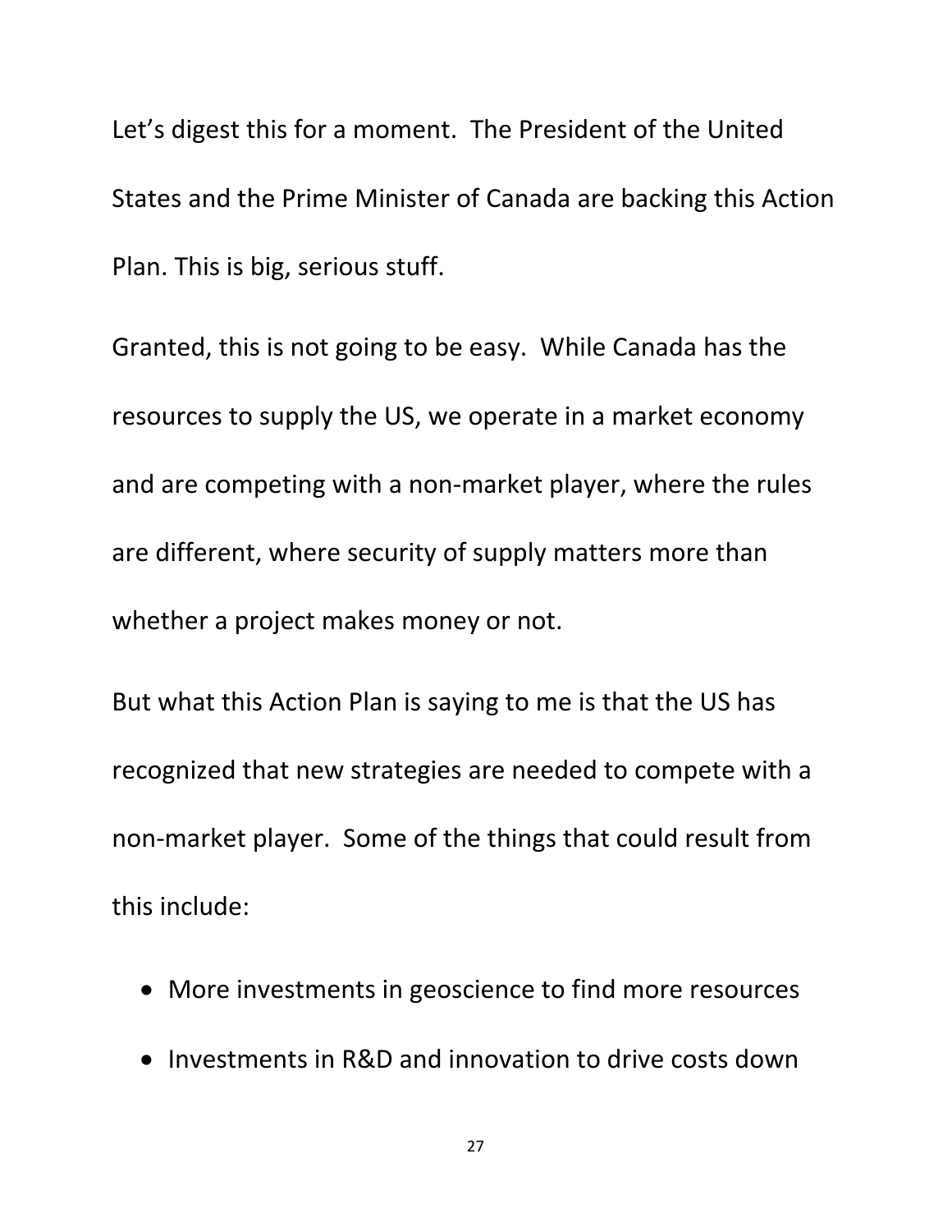Let's digest this for a moment. The President of the United States and the Prime Minister of Canada are backing this Action Plan. This is big, serious stuff.

Granted, this is not going to be easy. While Canada has the resources to supply the US, we operate in a market economy and are competing with a non-market player, where the rules are different, where security of supply matters more than whether a project makes money or not.

But what this Action Plan is saying to me is that the US has recognized that new strategies are needed to compete with a non-market player. Some of the things that could result from this include:

- More investments in geoscience to find more resources
- Investments in R&D and innovation to drive costs down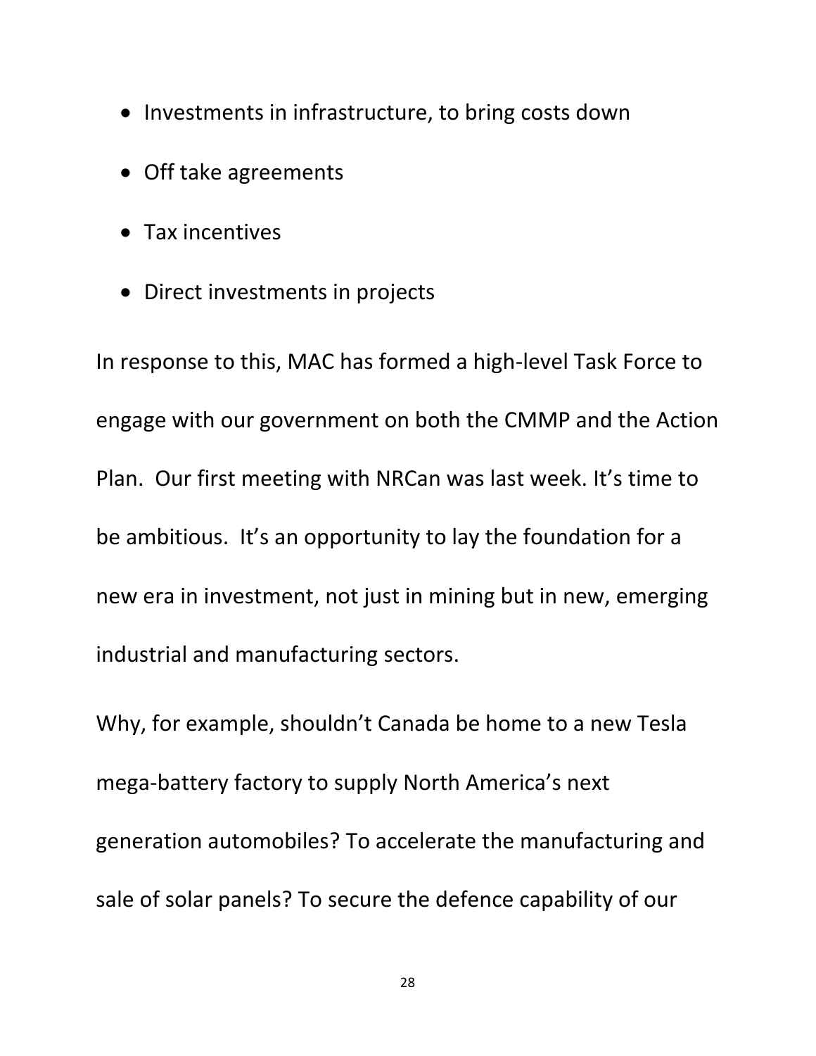- Investments in infrastructure, to bring costs down
- Off take agreements
- Tax incentives
- Direct investments in projects

In response to this, MAC has formed a high-level Task Force to engage with our government on both the CMMP and the Action Plan. Our first meeting with NRCan was last week. It's time to be ambitious. It's an opportunity to lay the foundation for a new era in investment, not just in mining but in new, emerging industrial and manufacturing sectors.

Why, for example, shouldn't Canada be home to a new Tesla mega-battery factory to supply North America's next generation automobiles? To accelerate the manufacturing and sale of solar panels? To secure the defence capability of our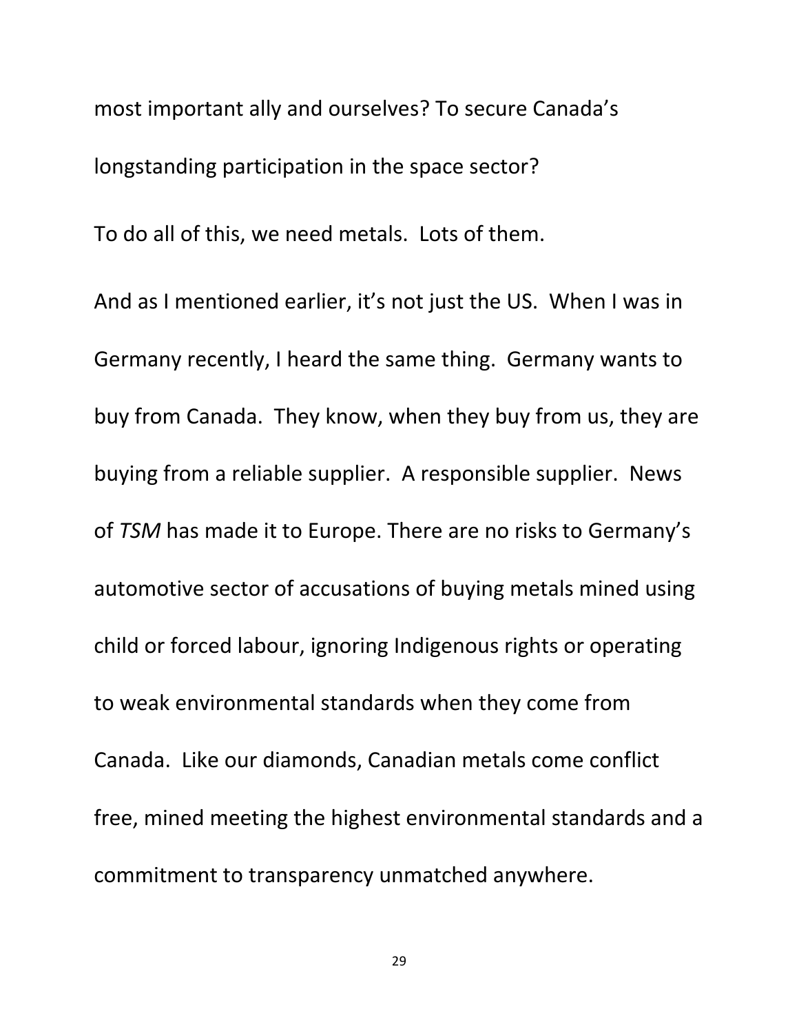most important ally and ourselves? To secure Canada's longstanding participation in the space sector?

To do all of this, we need metals. Lots of them.

And as I mentioned earlier, it's not just the US. When I was in Germany recently, I heard the same thing. Germany wants to buy from Canada. They know, when they buy from us, they are buying from a reliable supplier. A responsible supplier. News of *TSM* has made it to Europe. There are no risks to Germany's automotive sector of accusations of buying metals mined using child or forced labour, ignoring Indigenous rights or operating to weak environmental standards when they come from Canada. Like our diamonds, Canadian metals come conflict free, mined meeting the highest environmental standards and a commitment to transparency unmatched anywhere.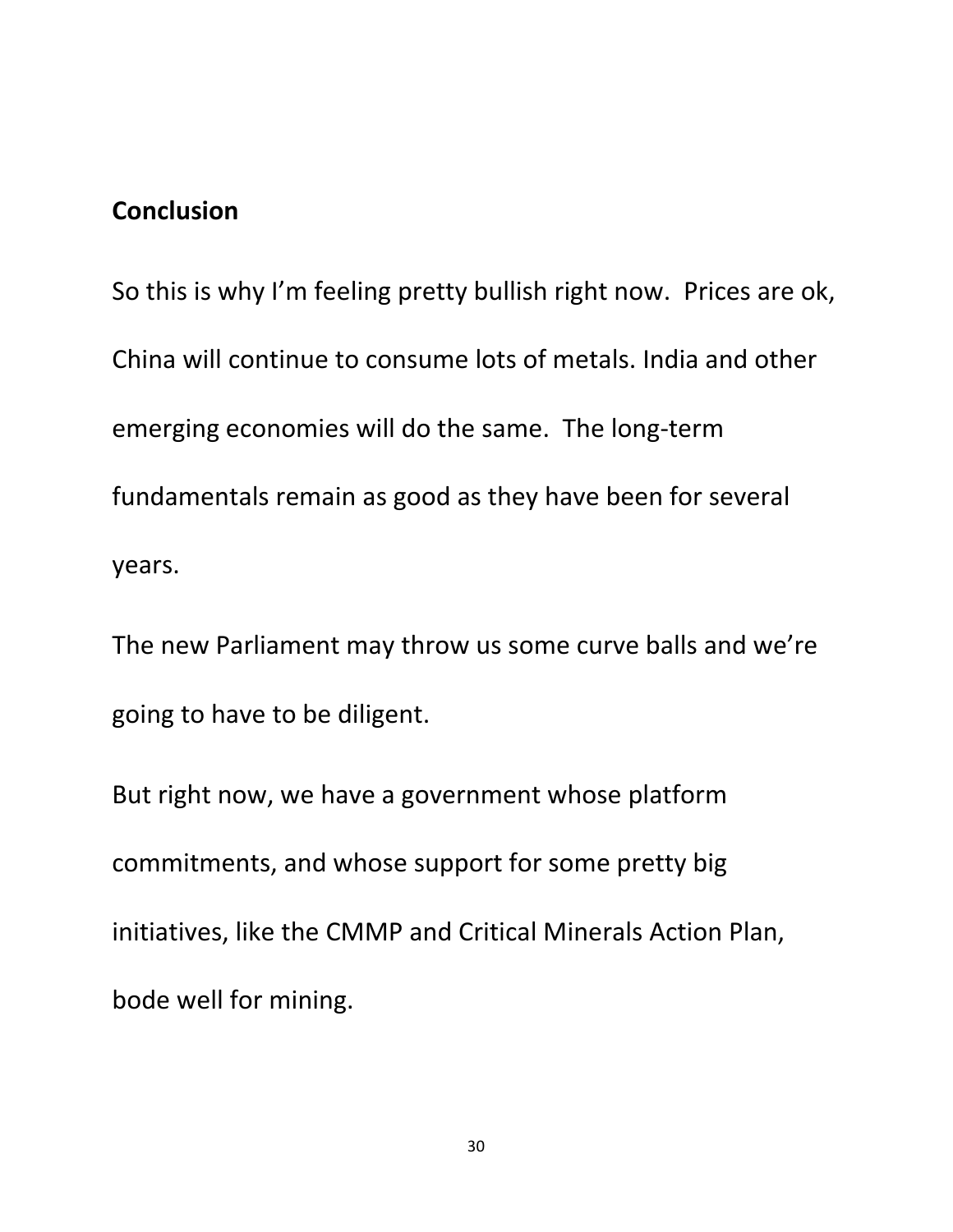## Conclusion

So this is why I'm feeling pretty bullish right now. Prices are ok, China will continue to consume lots of metals. India and other emerging economies will do the same. The long-term fundamentals remain as good as they have been for several years.

The new Parliament may throw us some curve balls and we're going to have to be diligent.

But right now, we have a government whose platform commitments, and whose support for some pretty big initiatives, like the CMMP and Critical Minerals Action Plan, bode well for mining.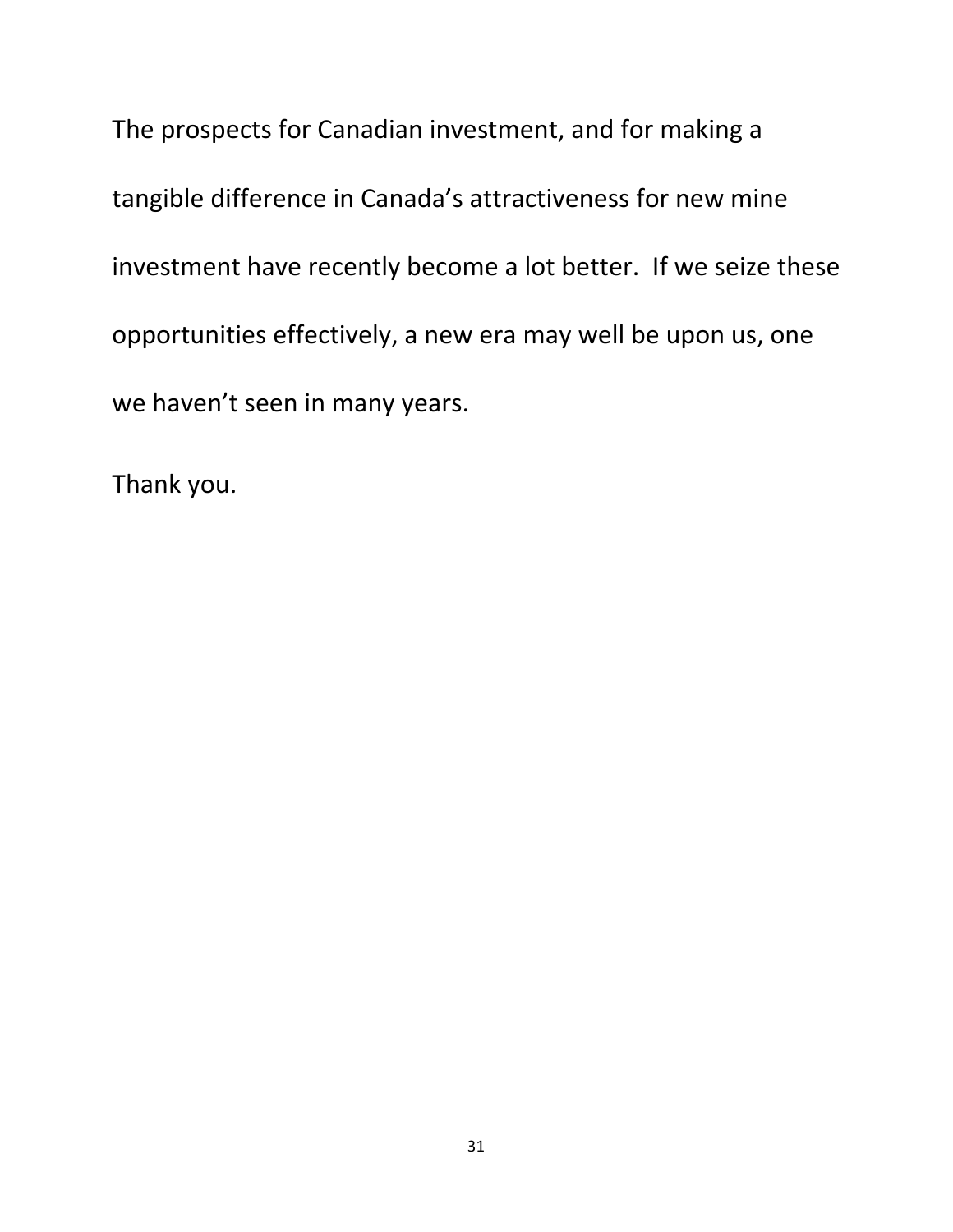The prospects for Canadian investment, and for making a tangible difference in Canada's attractiveness for new mine investment have recently become a lot better. If we seize these opportunities effectively, a new era may well be upon us, one we haven't seen in many years.

Thank you.